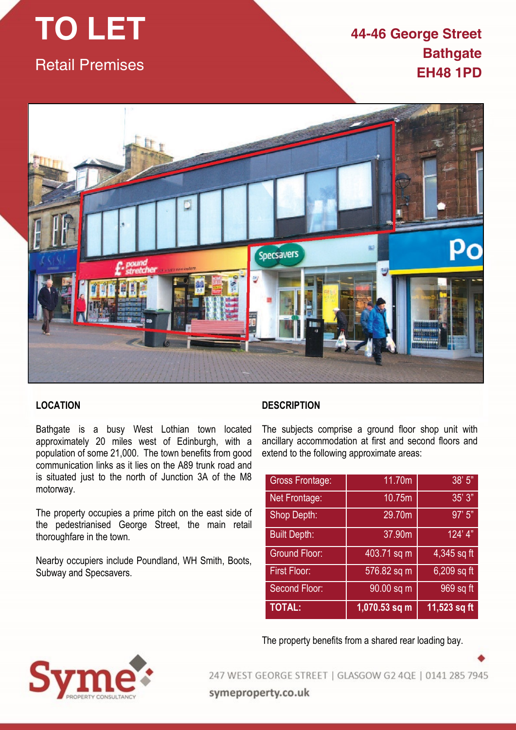# TO LET

## Retail Premises

**44-46 George Street**
**Bathgate**
**EH48 1PD**

## LOCATION

Bathgate is a busy West Lothian town located approximately 20 miles west of Edinburgh, with a population of some 21,000. The town benefits from good communication links as it lies on the A89 trunk road and is situated just to the north of Junction 3A of the M8 motorway.

The property occupies a prime pitch on the east side of the pedestrianised George Street, the main retail thoroughfare in the town.

Nearby occupiers include Poundland, WH Smith, Boots, Subway and Specsavers.

## DESCRIPTION

The subjects comprise a ground floor shop unit with ancillary accommodation at first and second floors and extend to the following approximate areas:

| | | |
|---|---|---|
| Gross Frontage: | 11.70m | 38' 5" |
| Net Frontage: | 10.75m | 35' 3" |
| Shop Depth: | 29.70m | 97' 5" |
| Built Depth: | 37.90m | 124' 4" |
| Ground Floor: | 403.71 sq m | 4,345 sq ft |
| First Floor: | 576.82 sq m | 6,209 sq ft |
| Second Floor: | 90.00 sq m | 969 sq ft |
| **TOTAL:** | **1,070.53 sq m** | **11,523 sq ft** |

The property benefits from a shared rear loading bay.

Syme PROPERTY CONSULTANCY

247 WEST GEORGE STREET | GLASGOW G2 4QE | 0141 285 7945

symeproperty.co.uk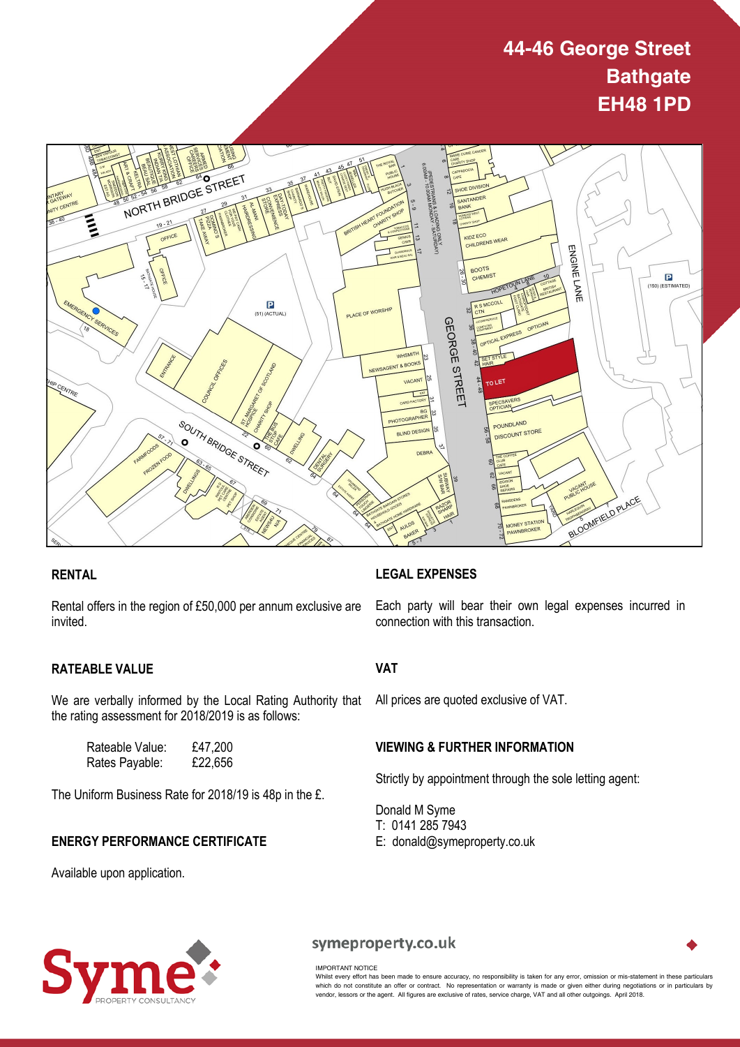# 44-46 George Street Bathgate EH48 1PD

## RENTAL

Rental offers in the region of £50,000 per annum exclusive are invited.

## RATEABLE VALUE

We are verbally informed by the Local Rating Authority that the rating assessment for 2018/2019 is as follows:

| | |
|---|---|
| Rateable Value: | £47,200 |
| Rates Payable: | £22,656 |

The Uniform Business Rate for 2018/19 is 48p in the £.

## ENERGY PERFORMANCE CERTIFICATE

Available upon application.

## LEGAL EXPENSES

Each party will bear their own legal expenses incurred in connection with this transaction.

## VAT

All prices are quoted exclusive of VAT.

## VIEWING & FURTHER INFORMATION

Strictly by appointment through the sole letting agent:

Donald M Syme
T: 0141 285 7943
E: donald@symeproperty.co.uk

symeproperty.co.uk

IMPORTANT NOTICE
Whilst every effort has been made to ensure accuracy, no responsibility is taken for any error, omission or mis-statement in these particulars which do not constitute an offer or contract. No representation or warranty is made or given either during negotiations or in particulars by vendor, lessors or the agent. All figures are exclusive of rates, service charge, VAT and all other outgoings. April 2018.